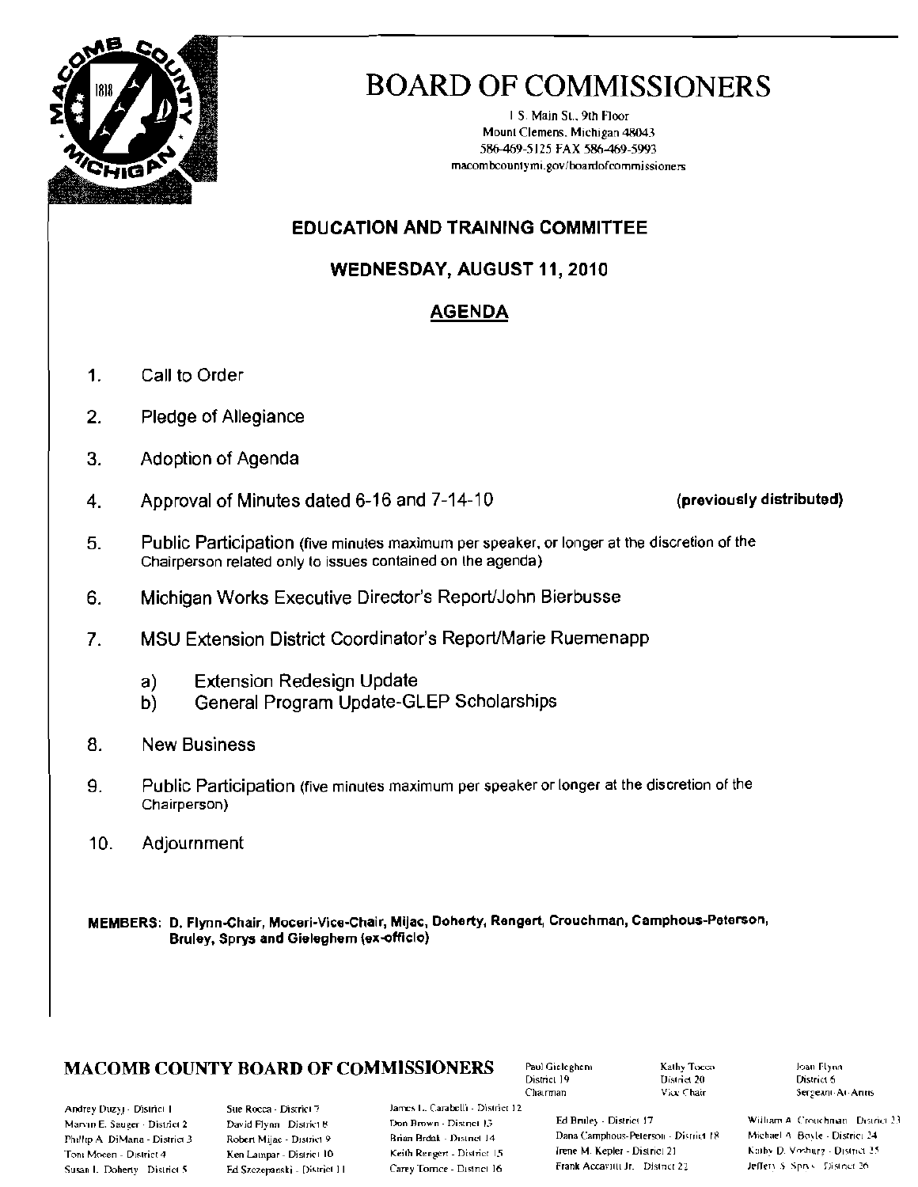# BOARD OF COMMISSIONERS

1 S. Main St., 9th Floor
Mount Clemens, Michigan 48043
586-469-5125 FAX 586-469-5993
macombcountymi.gov/boardofcommissioners

## EDUCATION AND TRAINING COMMITTEE

## WEDNESDAY, AUGUST 11, 2010

## AGENDA

1. Call to Order
2. Pledge of Allegiance
3. Adoption of Agenda
4. Approval of Minutes dated 6-16 and 7-14-10 **(previously distributed)**
5. Public Participation (five minutes maximum per speaker, or longer at the discretion of the Chairperson related only to issues contained on the agenda)
6. Michigan Works Executive Director's Report/John Bierbusse
7. MSU Extension District Coordinator's Report/Marie Ruemenapp
    a) Extension Redesign Update
    b) General Program Update-GLEP Scholarships
8. New Business
9. Public Participation (five minutes maximum per speaker or longer at the discretion of the Chairperson)
10. Adjournment

**MEMBERS: D. Flynn-Chair, Moceri-Vice-Chair, Mijac, Doherty, Rengert, Crouchman, Camphous-Peterson, Bruley, Sprys and Gieleghem (ex-officio)**

**MACOMB COUNTY BOARD OF COMMISSIONERS**

Paul Gieleghem, District 19, Chairman
Kathy Tocco, District 20, Vice Chair
Joan Flynn, District 6, Sergeant-At-Arms

Andrey Duzyj - District 1
Marvin E. Sauger - District 2
Phillip A. DiMaria - District 3
Toni Moceri - District 4
Susan L. Doherty - District 5
Sue Rocca - District 7
David Flynn - District 8
Robert Mijac - District 9
Ken Lampar - District 10
Ed Szczepanski - District 11
James L. Carabelli - District 12
Don Brown - District 13
Brian Brdak - District 14
Keith Rengert - District 15
Carey Torrice - District 16
Ed Bruley - District 17
Dana Camphous-Peterson - District 18
Irene M. Kepler - District 21
Frank Accavitti Jr. - District 22
William A. Crouchman - District 23
Michael A. Boyle - District 24
Kathy D. Vosburg - District 25
Jeffery S. Sprys - District 26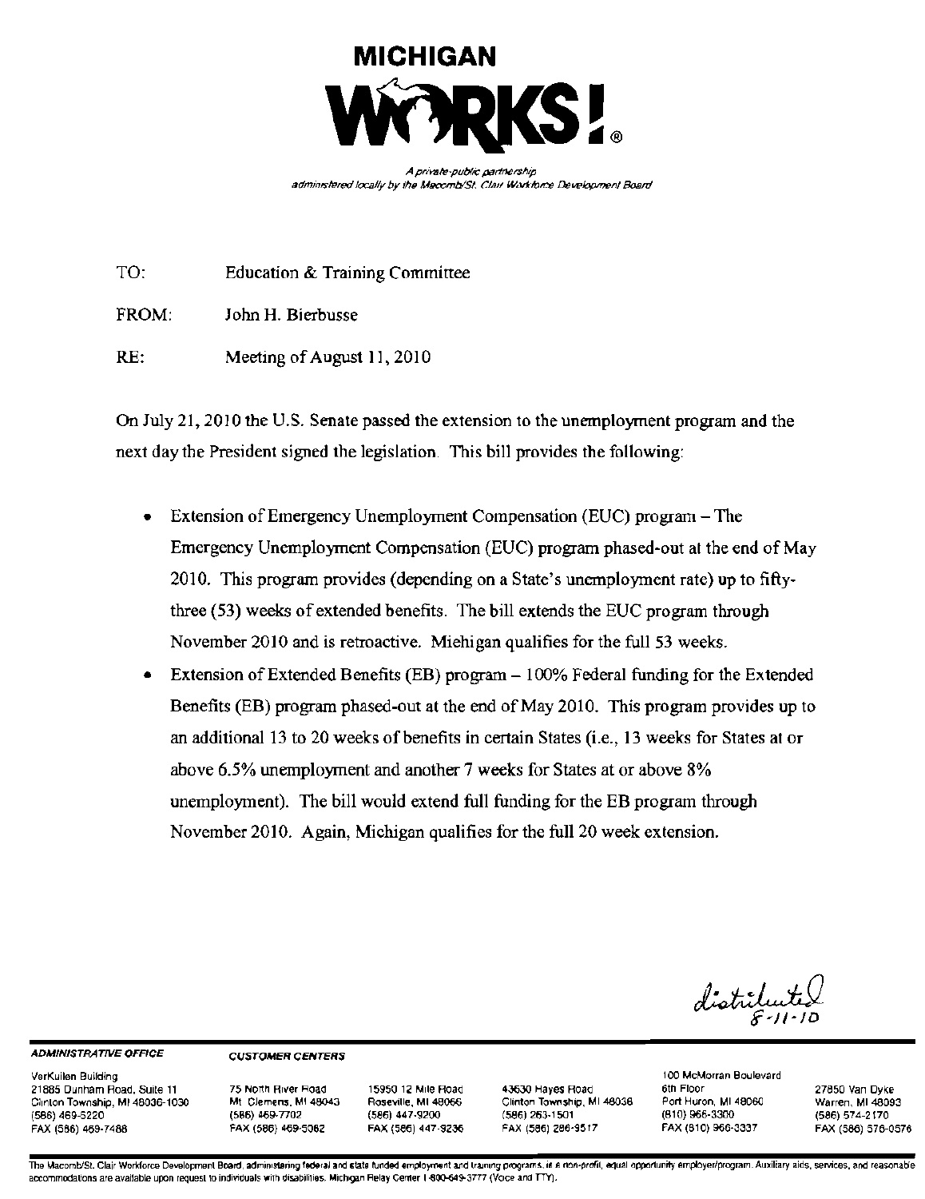# MICHIGAN WORKS!

*A private-public partnership administered locally by the Macomb/St. Clair Workforce Development Board*

TO: Education & Training Committee

FROM: John H. Bierbusse

RE: Meeting of August 11, 2010

On July 21, 2010 the U.S. Senate passed the extension to the unemployment program and the next day the President signed the legislation. This bill provides the following:

- Extension of Emergency Unemployment Compensation (EUC) program – The Emergency Unemployment Compensation (EUC) program phased-out at the end of May 2010. This program provides (depending on a State's unemployment rate) up to fifty-three (53) weeks of extended benefits. The bill extends the EUC program through November 2010 and is retroactive. Michigan qualifies for the full 53 weeks.
- Extension of Extended Benefits (EB) program – 100% Federal funding for the Extended Benefits (EB) program phased-out at the end of May 2010. This program provides up to an additional 13 to 20 weeks of benefits in certain States (i.e., 13 weeks for States at or above 6.5% unemployment and another 7 weeks for States at or above 8% unemployment). The bill would extend full funding for the EB program through November 2010. Again, Michigan qualifies for the full 20 week extension.

*distributed 8-11-10*

**ADMINISTRATIVE OFFICE**

VerKuilen Building
21885 Dunham Road, Suite 11
Clinton Township, MI 48036-1030
(586) 469-5220
FAX (586) 469-7488

**CUSTOMER CENTERS**

75 North River Road
Mt. Clemens, MI 48043
(586) 469-7702
FAX (586) 469-5062

15950 12 Mile Road
Roseville, MI 48066
(586) 447-9200
FAX (586) 447-9236

43630 Hayes Road
Clinton Township, MI 48038
(586) 263-1501
FAX (586) 286-9517

100 McMorran Boulevard
6th Floor
Port Huron, MI 48060
(810) 966-3300
FAX (810) 966-3337

27850 Van Dyke
Warren, MI 48093
(586) 574-2170
FAX (586) 576-0576

The Macomb/St. Clair Workforce Development Board, administering federal and state funded employment and training programs, is a non-profit, equal opportunity employer/program. Auxiliary aids, services, and reasonable accommodations are available upon request to individuals with disabilities. Michigan Relay Center 1-800-649-3777 (Voice and TTY).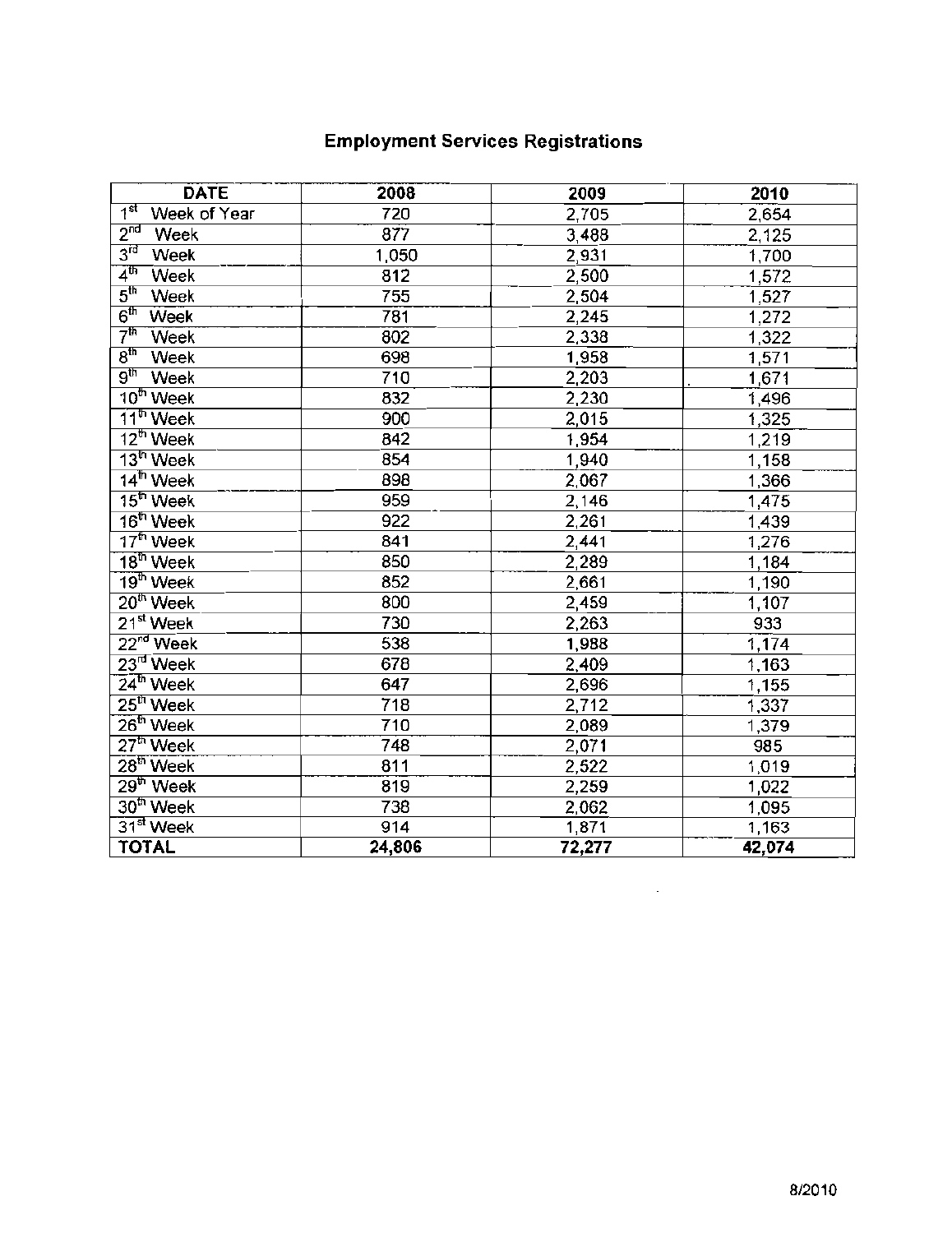# Employment Services Registrations

| DATE | 2008 | 2009 | 2010 |
|---|---|---|---|
| 1st Week of Year | 720 | 2,705 | 2,654 |
| 2nd Week | 877 | 3,488 | 2,125 |
| 3rd Week | 1,050 | 2,931 | 1,700 |
| 4th Week | 812 | 2,500 | 1,572 |
| 5th Week | 755 | 2,504 | 1,527 |
| 6th Week | 781 | 2,245 | 1,272 |
| 7th Week | 802 | 2,338 | 1,322 |
| 8th Week | 698 | 1,958 | 1,571 |
| 9th Week | 710 | 2,203 | 1,671 |
| 10th Week | 832 | 2,230 | 1,496 |
| 11th Week | 900 | 2,015 | 1,325 |
| 12th Week | 842 | 1,954 | 1,219 |
| 13th Week | 854 | 1,940 | 1,158 |
| 14th Week | 898 | 2,067 | 1,366 |
| 15th Week | 959 | 2,146 | 1,475 |
| 16th Week | 922 | 2,261 | 1,439 |
| 17th Week | 841 | 2,441 | 1,276 |
| 18th Week | 850 | 2,289 | 1,184 |
| 19th Week | 852 | 2,661 | 1,190 |
| 20th Week | 800 | 2,459 | 1,107 |
| 21st Week | 730 | 2,263 | 933 |
| 22nd Week | 538 | 1,988 | 1,174 |
| 23rd Week | 678 | 2,409 | 1,163 |
| 24th Week | 647 | 2,696 | 1,155 |
| 25th Week | 718 | 2,712 | 1,337 |
| 26th Week | 710 | 2,089 | 1,379 |
| 27th Week | 748 | 2,071 | 985 |
| 28th Week | 811 | 2,522 | 1,019 |
| 29th Week | 819 | 2,259 | 1,022 |
| 30th Week | 738 | 2,062 | 1,095 |
| 31st Week | 914 | 1,871 | 1,163 |
| **TOTAL** | **24,806** | **72,277** | **42,074** |

8/2010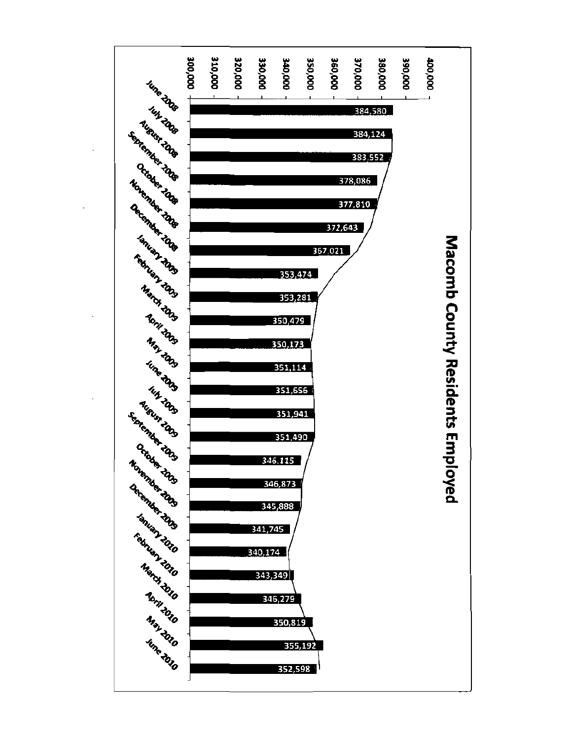# Macomb County Residents Employed

| Month | Residents Employed |
|---|---|
| June 2008 | 384,580 |
| July 2008 | 384,124 |
| August 2008 | 383,552 |
| September 2008 | 378,086 |
| October 2008 | 377,810 |
| November 2008 | 372,643 |
| December 2008 | 367,021 |
| January 2009 | 353,474 |
| February 2009 | 353,281 |
| March 2009 | 350,479 |
| April 2009 | 350,173 |
| May 2009 | 351,114 |
| June 2009 | 351,656 |
| July 2009 | 351,941 |
| August 2009 | 351,490 |
| September 2009 | 346,115 |
| October 2009 | 346,873 |
| November 2009 | 345,888 |
| December 2009 | 341,745 |
| January 2010 | 340,174 |
| February 2010 | 343,349 |
| March 2010 | 346,279 |
| April 2010 | 350,819 |
| May 2010 | 355,192 |
| June 2010 | 352,598 |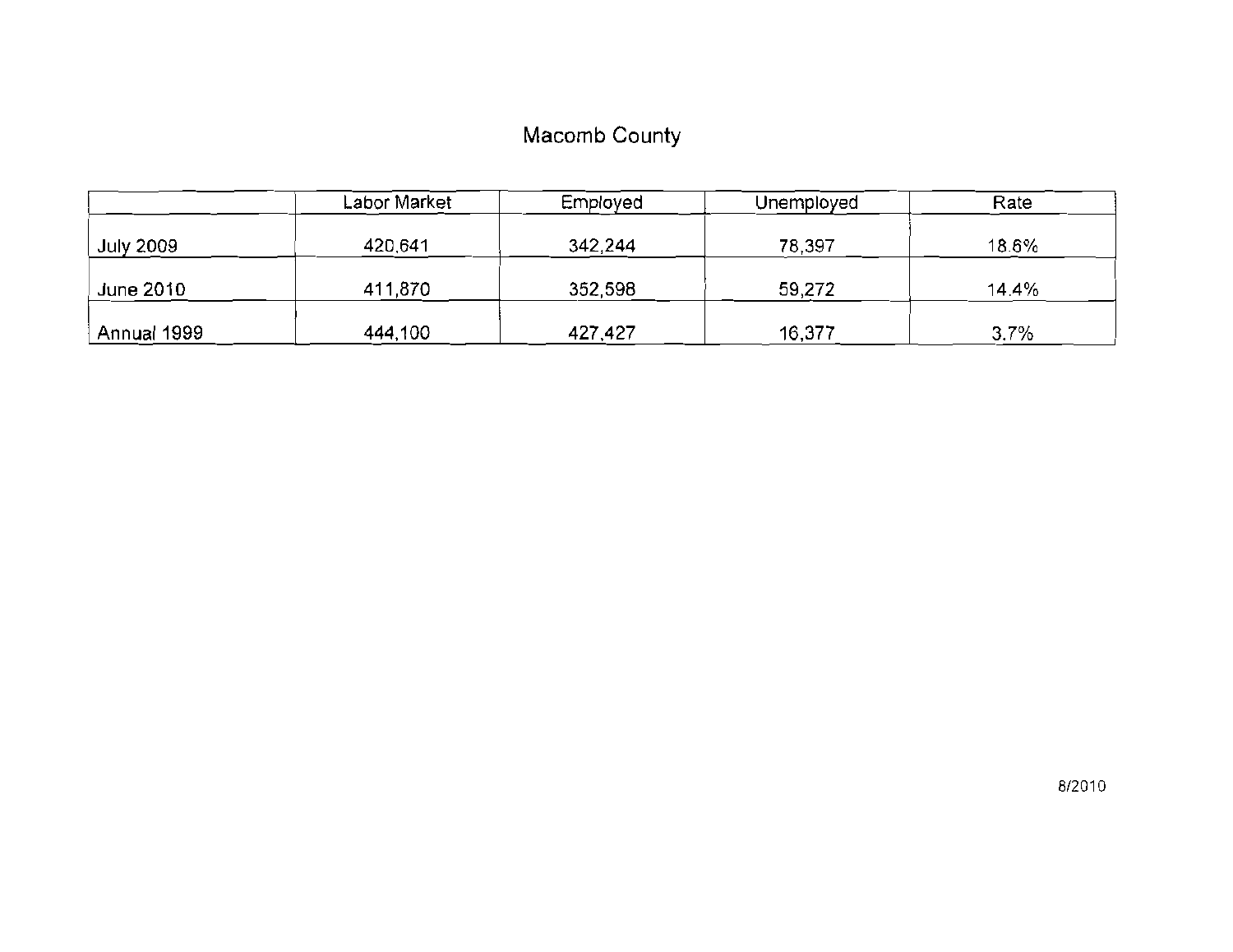# Macomb County

| | Labor Market | Employed | Unemployed | Rate |
|---|---|---|---|---|
| July 2009 | 420,641 | 342,244 | 78,397 | 18.6% |
| June 2010 | 411,870 | 352,598 | 59,272 | 14.4% |
| Annual 1999 | 444,100 | 427,427 | 16,377 | 3.7% |

8/2010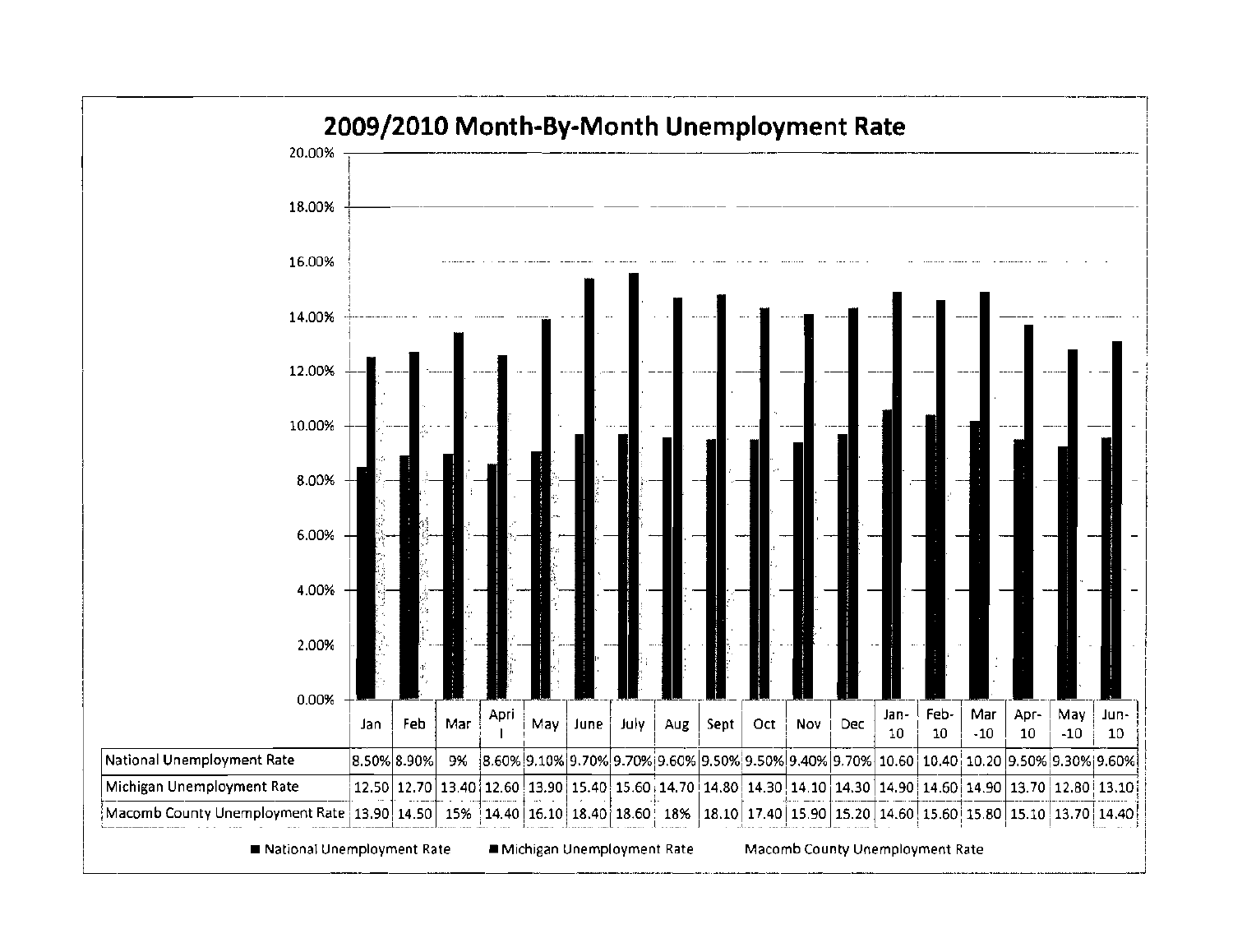## 2009/2010 Month-By-Month Unemployment Rate

| | Jan | Feb | Mar | April | May | June | July | Aug | Sept | Oct | Nov | Dec | Jan-10 | Feb-10 | Mar-10 | Apr-10 | May-10 | Jun-10 |
|---|---|---|---|---|---|---|---|---|---|---|---|---|---|---|---|---|---|---|
| National Unemployment Rate | 8.50% | 8.90% | 9% | 8.60% | 9.10% | 9.70% | 9.70% | 9.60% | 9.50% | 9.50% | 9.40% | 9.70% | 10.60 | 10.40 | 10.20 | 9.50% | 9.30% | 9.60% |
| Michigan Unemployment Rate | 12.50 | 12.70 | 13.40 | 12.60 | 13.90 | 15.40 | 15.60 | 14.70 | 14.80 | 14.30 | 14.10 | 14.30 | 14.90 | 14.60 | 14.90 | 13.70 | 12.80 | 13.10 |
| Macomb County Unemployment Rate | 13.90 | 14.50 | 15% | 14.40 | 16.10 | 18.40 | 18.60 | 18% | 18.10 | 17.40 | 15.90 | 15.20 | 14.60 | 15.60 | 15.80 | 15.10 | 13.70 | 14.40 |

■ National Unemployment Rate ■ Michigan Unemployment Rate Macomb County Unemployment Rate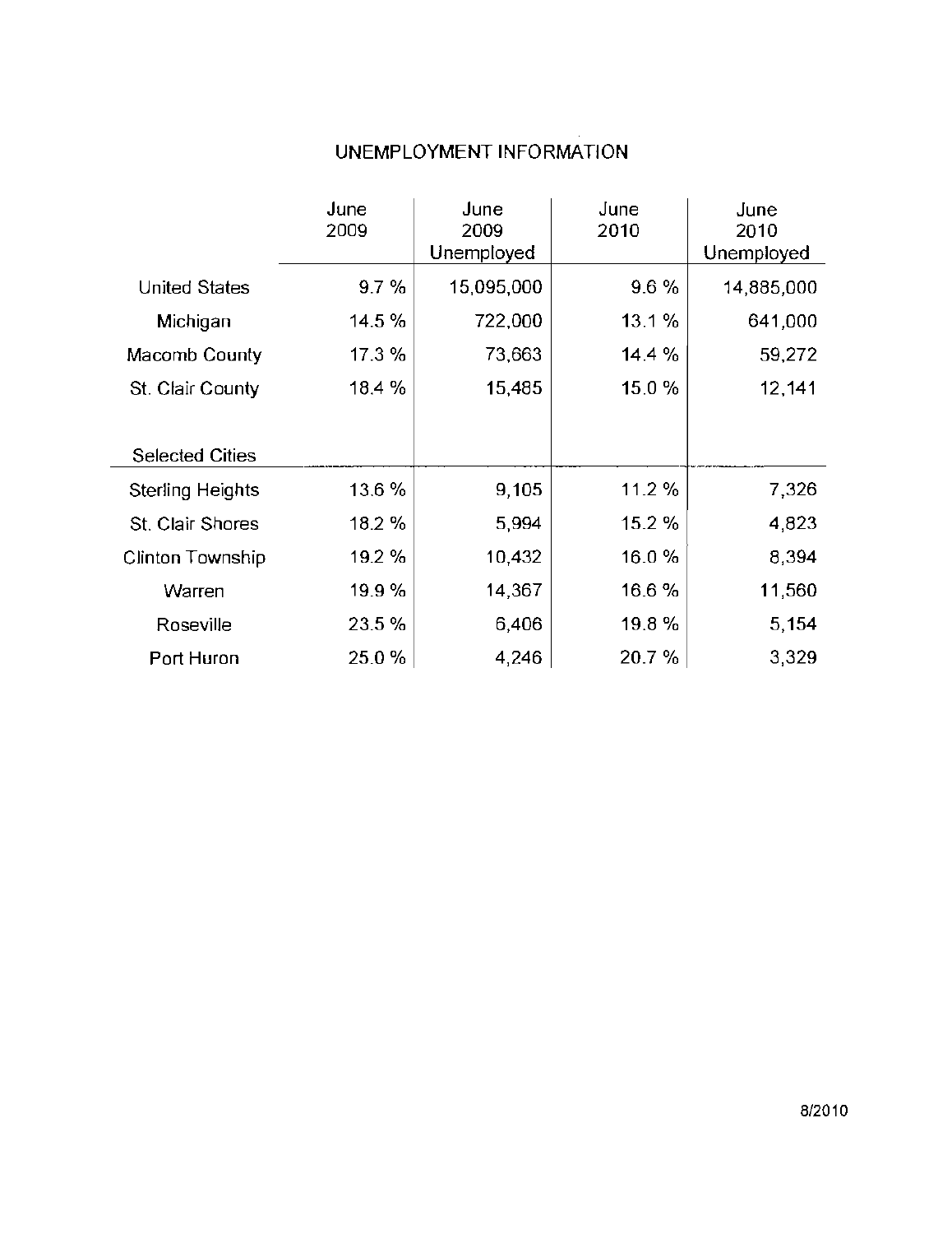# UNEMPLOYMENT INFORMATION

| | June 2009 | June 2009 Unemployed | June 2010 | June 2010 Unemployed |
|---|---|---|---|---|
| United States | 9.7 % | 15,095,000 | 9.6 % | 14,885,000 |
| Michigan | 14.5 % | 722,000 | 13.1 % | 641,000 |
| Macomb County | 17.3 % | 73,663 | 14.4 % | 59,272 |
| St. Clair County | 18.4 % | 15,485 | 15.0 % | 12,141 |
| | | | | |
| Selected Cities | | | | |
| Sterling Heights | 13.6 % | 9,105 | 11.2 % | 7,326 |
| St. Clair Shores | 18.2 % | 5,994 | 15.2 % | 4,823 |
| Clinton Township | 19.2 % | 10,432 | 16.0 % | 8,394 |
| Warren | 19.9 % | 14,367 | 16.6 % | 11,560 |
| Roseville | 23.5 % | 6,406 | 19.8 % | 5,154 |
| Port Huron | 25.0 % | 4,246 | 20.7 % | 3,329 |

8/2010